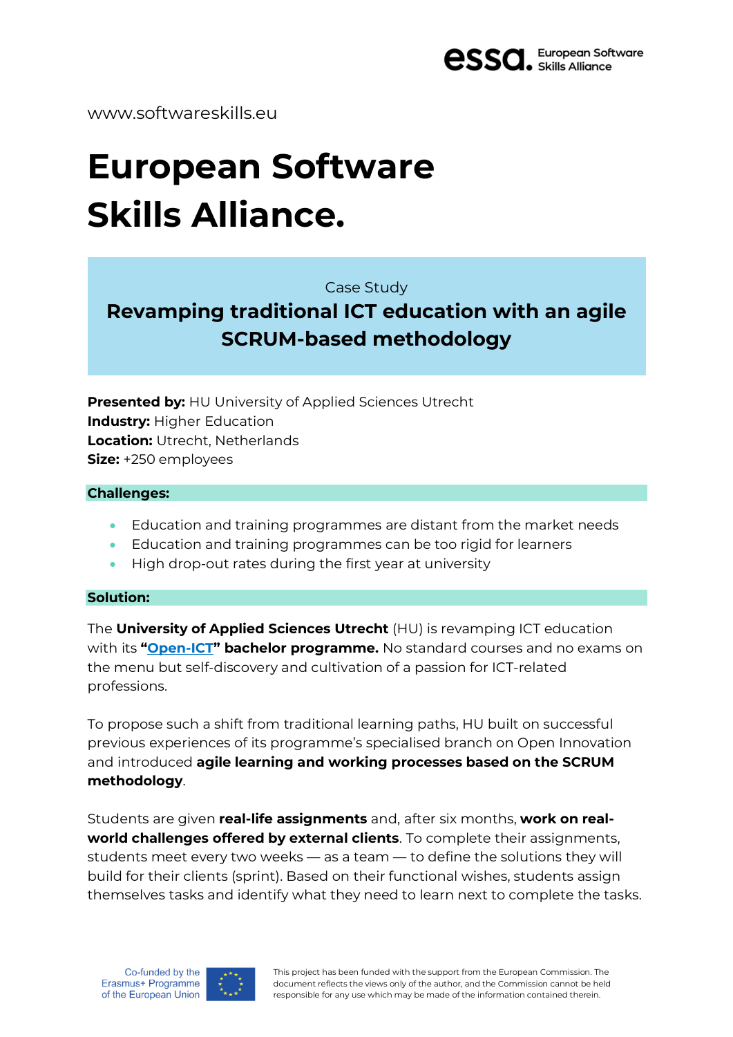www.softwareskills.eu

# European Software Skills Alliance.

Case Study

## Revamping traditional ICT education with an agile SCRUM-based methodology

**Presented by:** HU University of Applied Sciences Utrecht
**Industry:** Higher Education
**Location:** Utrecht, Netherlands
**Size:** +250 employees

### Challenges:

- Education and training programmes are distant from the market needs
- Education and training programmes can be too rigid for learners
- High drop-out rates during the first year at university

### Solution:

The **University of Applied Sciences Utrecht** (HU) is revamping ICT education with its **"Open-ICT" bachelor programme.** No standard courses and no exams on the menu but self-discovery and cultivation of a passion for ICT-related professions.

To propose such a shift from traditional learning paths, HU built on successful previous experiences of its programme's specialised branch on Open Innovation and introduced **agile learning and working processes based on the SCRUM methodology**.

Students are given **real-life assignments** and, after six months, **work on real-world challenges offered by external clients**. To complete their assignments, students meet every two weeks — as a team — to define the solutions they will build for their clients (sprint). Based on their functional wishes, students assign themselves tasks and identify what they need to learn next to complete the tasks.

Co-funded by the Erasmus+ Programme of the European Union

This project has been funded with the support from the European Commission. The document reflects the views only of the author, and the Commission cannot be held responsible for any use which may be made of the information contained therein.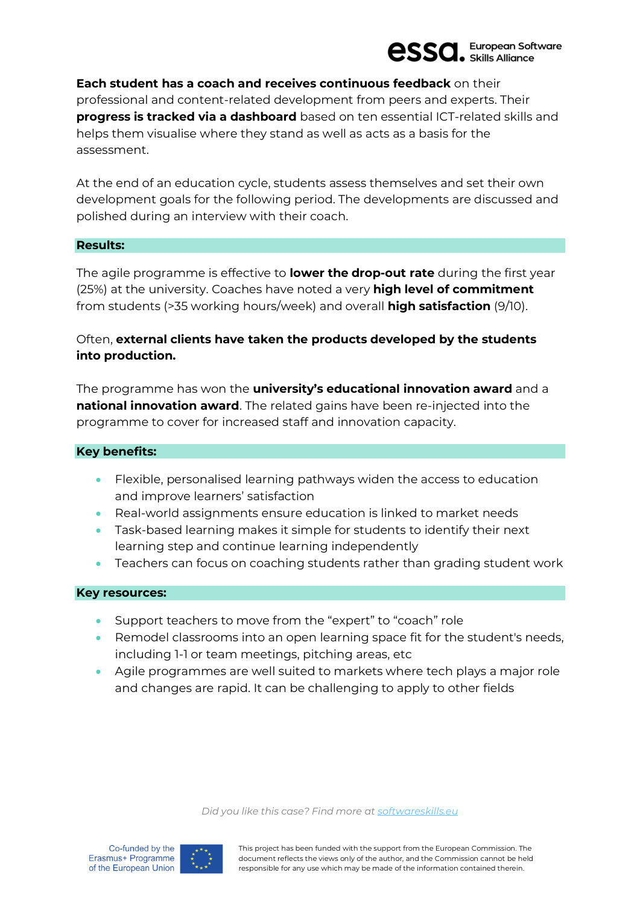**Each student has a coach and receives continuous feedback** on their professional and content-related development from peers and experts. Their **progress is tracked via a dashboard** based on ten essential ICT-related skills and helps them visualise where they stand as well as acts as a basis for the assessment.

At the end of an education cycle, students assess themselves and set their own development goals for the following period. The developments are discussed and polished during an interview with their coach.

## Results:

The agile programme is effective to **lower the drop-out rate** during the first year (25%) at the university. Coaches have noted a very **high level of commitment** from students (>35 working hours/week) and overall **high satisfaction** (9/10).

Often, **external clients have taken the products developed by the students into production.**

The programme has won the **university's educational innovation award** and a **national innovation award**. The related gains have been re-injected into the programme to cover for increased staff and innovation capacity.

## Key benefits:

- Flexible, personalised learning pathways widen the access to education and improve learners' satisfaction
- Real-world assignments ensure education is linked to market needs
- Task-based learning makes it simple for students to identify their next learning step and continue learning independently
- Teachers can focus on coaching students rather than grading student work

## Key resources:

- Support teachers to move from the "expert" to "coach" role
- Remodel classrooms into an open learning space fit for the student's needs, including 1-1 or team meetings, pitching areas, etc
- Agile programmes are well suited to markets where tech plays a major role and changes are rapid. It can be challenging to apply to other fields

*Did you like this case? Find more at softwareskills.eu*

Co-funded by the Erasmus+ Programme of the European Union

This project has been funded with the support from the European Commission. The document reflects the views only of the author, and the Commission cannot be held responsible for any use which may be made of the information contained therein.